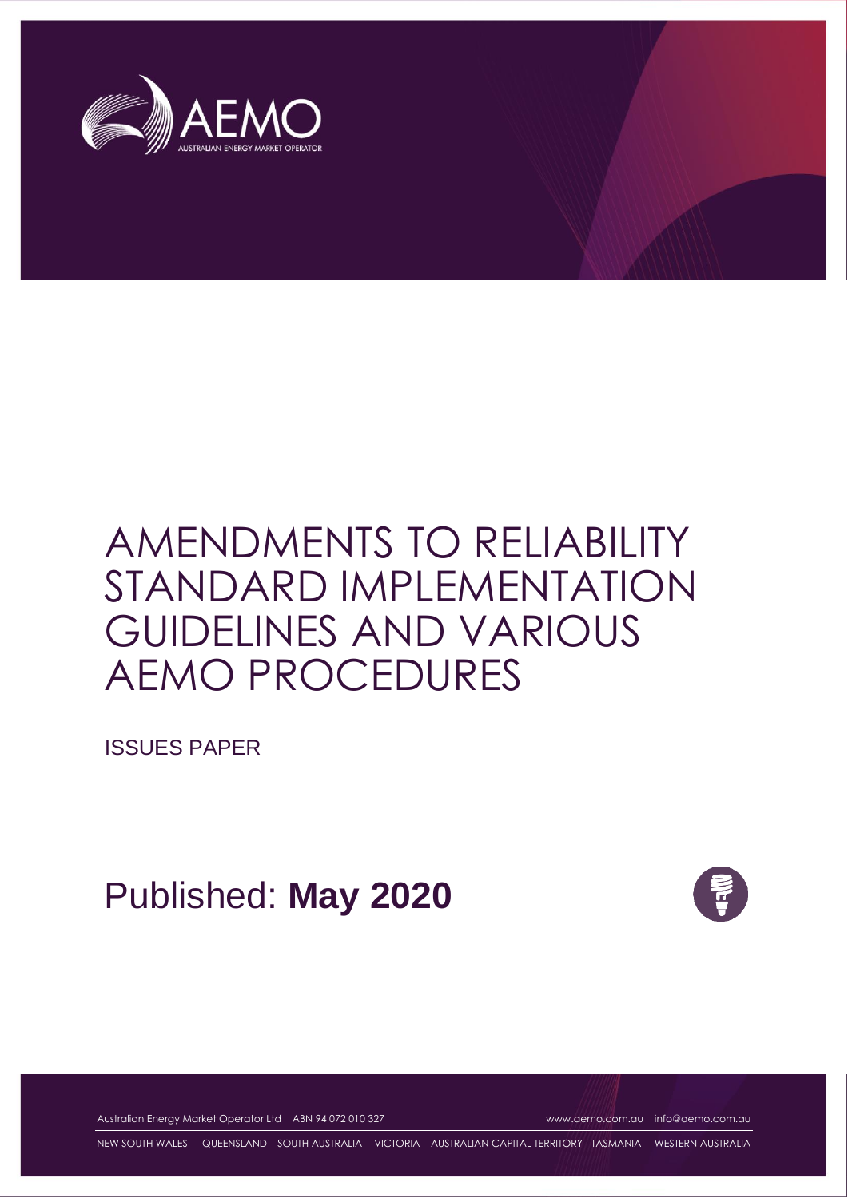AEMO

AUSTRALIAN ENERGY MARKET OPERATOR

# AMENDMENTS TO RELIABILITY STANDARD IMPLEMENTATION GUIDELINES AND VARIOUS AEMO PROCEDURES

ISSUES PAPER

Published: **May 2020**

Australian Energy Market Operator Ltd ABN 94 072 010 327 www.aemo.com.au info@aemo.com.au

NEW SOUTH WALES QUEENSLAND SOUTH AUSTRALIA VICTORIA AUSTRALIAN CAPITAL TERRITORY TASMANIA WESTERN AUSTRALIA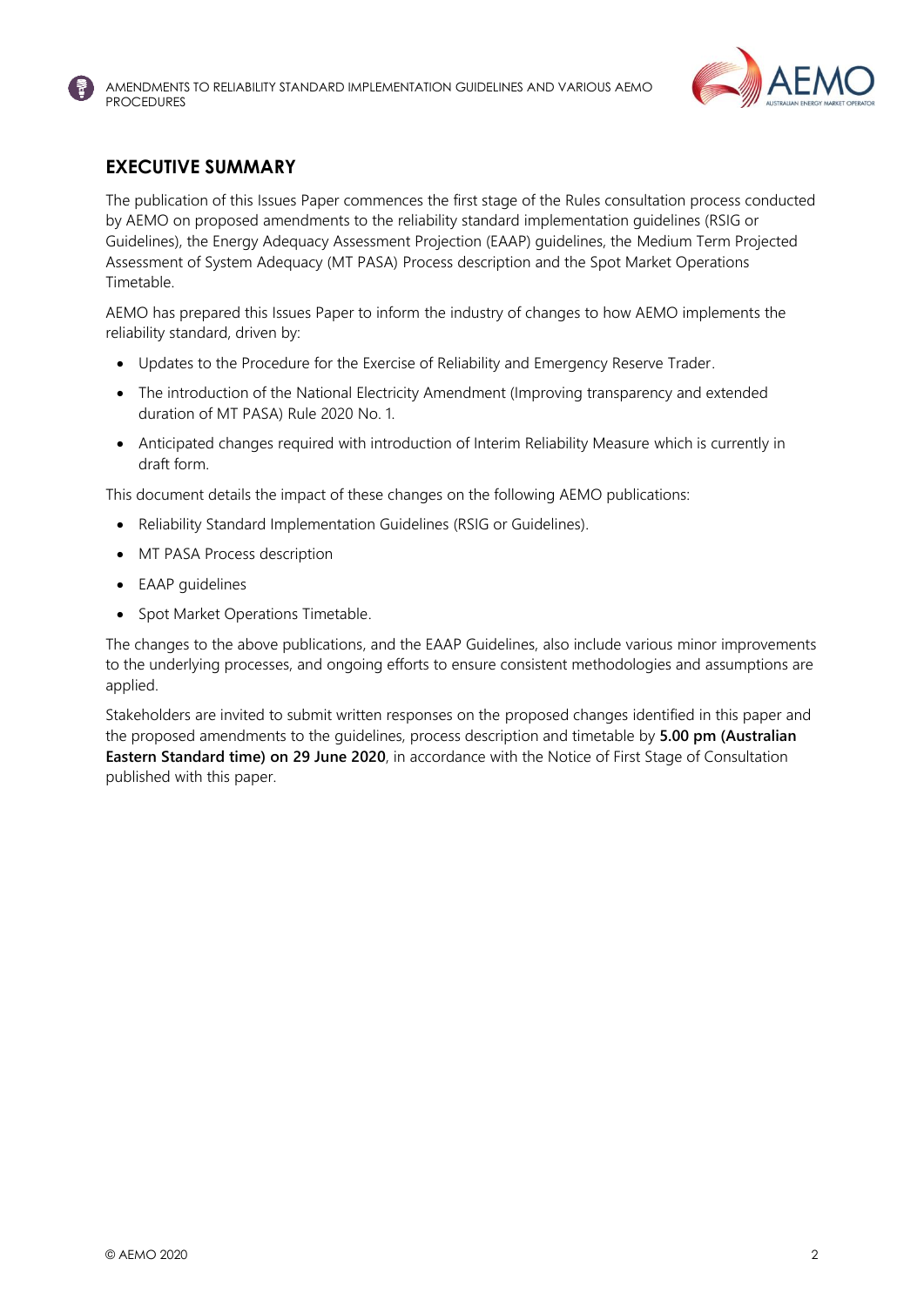## EXECUTIVE SUMMARY

The publication of this Issues Paper commences the first stage of the Rules consultation process conducted by AEMO on proposed amendments to the reliability standard implementation guidelines (RSIG or Guidelines), the Energy Adequacy Assessment Projection (EAAP) guidelines, the Medium Term Projected Assessment of System Adequacy (MT PASA) Process description and the Spot Market Operations Timetable.

AEMO has prepared this Issues Paper to inform the industry of changes to how AEMO implements the reliability standard, driven by:

- Updates to the Procedure for the Exercise of Reliability and Emergency Reserve Trader.
- The introduction of the National Electricity Amendment (Improving transparency and extended duration of MT PASA) Rule 2020 No. 1.
- Anticipated changes required with introduction of Interim Reliability Measure which is currently in draft form.

This document details the impact of these changes on the following AEMO publications:

- Reliability Standard Implementation Guidelines (RSIG or Guidelines).
- MT PASA Process description
- EAAP guidelines
- Spot Market Operations Timetable.

The changes to the above publications, and the EAAP Guidelines, also include various minor improvements to the underlying processes, and ongoing efforts to ensure consistent methodologies and assumptions are applied.

Stakeholders are invited to submit written responses on the proposed changes identified in this paper and the proposed amendments to the guidelines, process description and timetable by **5.00 pm (Australian Eastern Standard time) on 29 June 2020**, in accordance with the Notice of First Stage of Consultation published with this paper.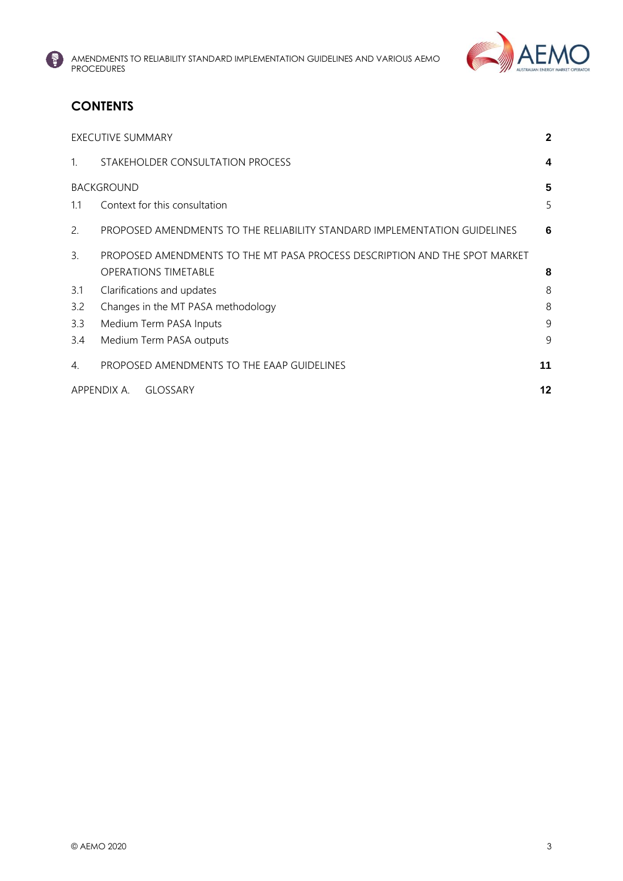## CONTENTS

| | | |
|---|---|---|
| EXECUTIVE SUMMARY | | **2** |
| 1. | STAKEHOLDER CONSULTATION PROCESS | **4** |
| BACKGROUND | | **5** |
| 1.1 | Context for this consultation | 5 |
| 2. | PROPOSED AMENDMENTS TO THE RELIABILITY STANDARD IMPLEMENTATION GUIDELINES | **6** |
| 3. | PROPOSED AMENDMENTS TO THE MT PASA PROCESS DESCRIPTION AND THE SPOT MARKET OPERATIONS TIMETABLE | **8** |
| 3.1 | Clarifications and updates | 8 |
| 3.2 | Changes in the MT PASA methodology | 8 |
| 3.3 | Medium Term PASA Inputs | 9 |
| 3.4 | Medium Term PASA outputs | 9 |
| 4. | PROPOSED AMENDMENTS TO THE EAAP GUIDELINES | **11** |
| APPENDIX A. | GLOSSARY | **12** |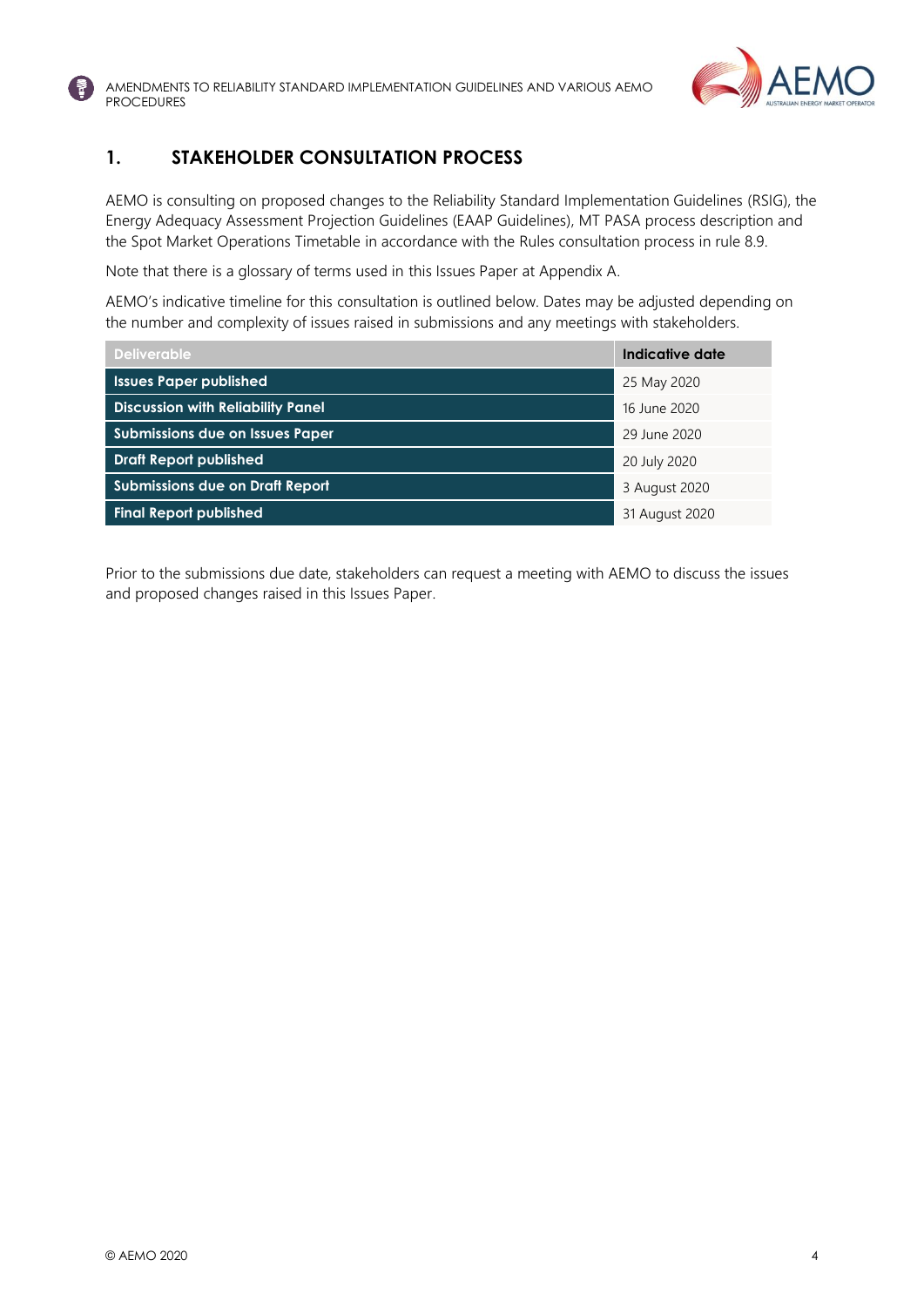# 1. STAKEHOLDER CONSULTATION PROCESS

AEMO is consulting on proposed changes to the Reliability Standard Implementation Guidelines (RSIG), the Energy Adequacy Assessment Projection Guidelines (EAAP Guidelines), MT PASA process description and the Spot Market Operations Timetable in accordance with the Rules consultation process in rule 8.9.

Note that there is a glossary of terms used in this Issues Paper at Appendix A.

AEMO's indicative timeline for this consultation is outlined below. Dates may be adjusted depending on the number and complexity of issues raised in submissions and any meetings with stakeholders.

| Deliverable | Indicative date |
|---|---|
| **Issues Paper published** | 25 May 2020 |
| **Discussion with Reliability Panel** | 16 June 2020 |
| **Submissions due on Issues Paper** | 29 June 2020 |
| **Draft Report published** | 20 July 2020 |
| **Submissions due on Draft Report** | 3 August 2020 |
| **Final Report published** | 31 August 2020 |

Prior to the submissions due date, stakeholders can request a meeting with AEMO to discuss the issues and proposed changes raised in this Issues Paper.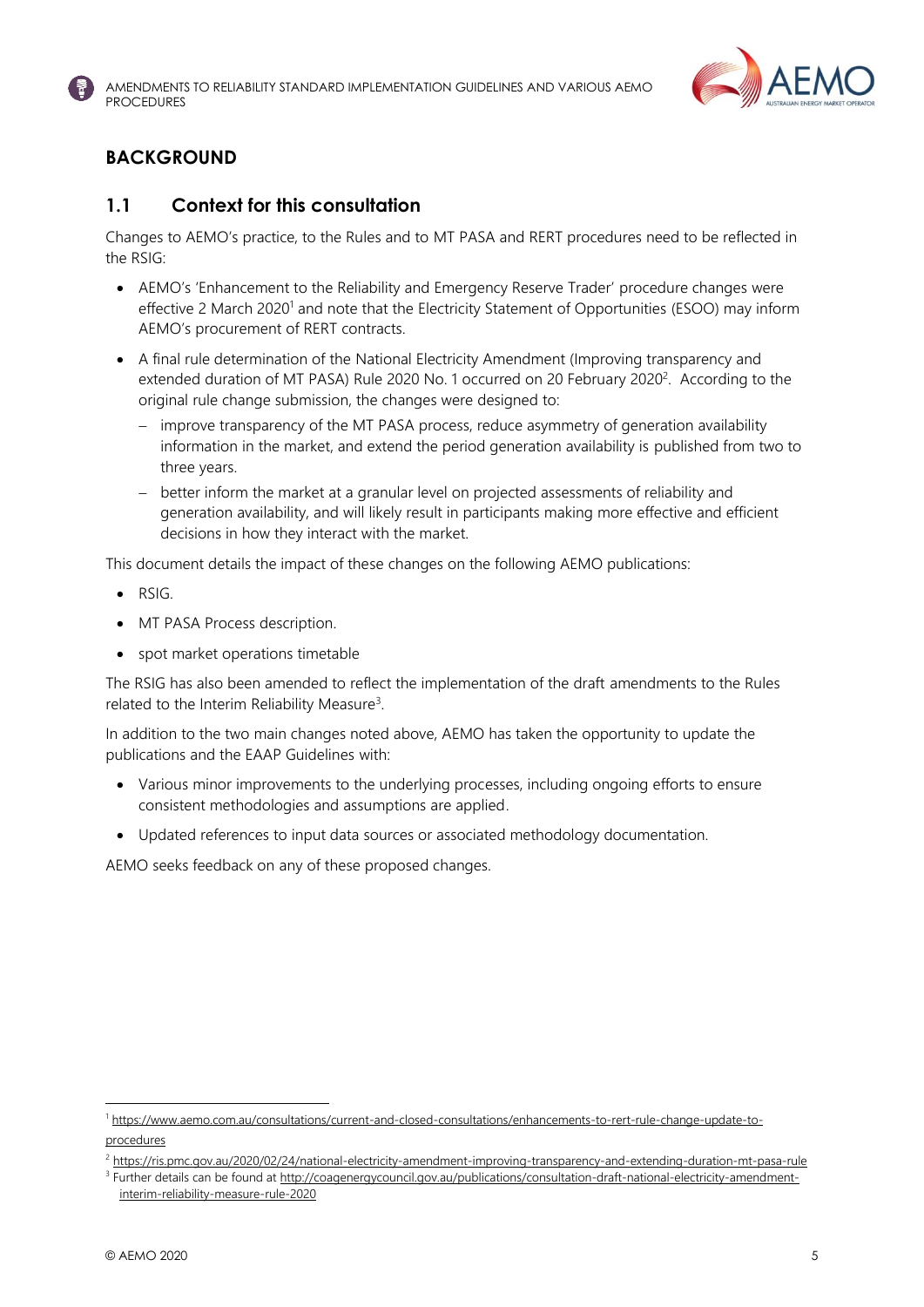# BACKGROUND

## 1.1 Context for this consultation

Changes to AEMO's practice, to the Rules and to MT PASA and RERT procedures need to be reflected in the RSIG:

- AEMO's 'Enhancement to the Reliability and Emergency Reserve Trader' procedure changes were effective 2 March 2020[1] and note that the Electricity Statement of Opportunities (ESOO) may inform AEMO's procurement of RERT contracts.
- A final rule determination of the National Electricity Amendment (Improving transparency and extended duration of MT PASA) Rule 2020 No. 1 occurred on 20 February 2020[2]. According to the original rule change submission, the changes were designed to:
  - improve transparency of the MT PASA process, reduce asymmetry of generation availability information in the market, and extend the period generation availability is published from two to three years.
  - better inform the market at a granular level on projected assessments of reliability and generation availability, and will likely result in participants making more effective and efficient decisions in how they interact with the market.

This document details the impact of these changes on the following AEMO publications:

- RSIG.
- MT PASA Process description.
- spot market operations timetable

The RSIG has also been amended to reflect the implementation of the draft amendments to the Rules related to the Interim Reliability Measure[3].

In addition to the two main changes noted above, AEMO has taken the opportunity to update the publications and the EAAP Guidelines with:

- Various minor improvements to the underlying processes, including ongoing efforts to ensure consistent methodologies and assumptions are applied.
- Updated references to input data sources or associated methodology documentation.

AEMO seeks feedback on any of these proposed changes.

---

[1] https://www.aemo.com.au/consultations/current-and-closed-consultations/enhancements-to-rert-rule-change-update-to-procedures

[2] https://ris.pmc.gov.au/2020/02/24/national-electricity-amendment-improving-transparency-and-extending-duration-mt-pasa-rule

[3] Further details can be found at http://coagenergycouncil.gov.au/publications/consultation-draft-national-electricity-amendment-interim-reliability-measure-rule-2020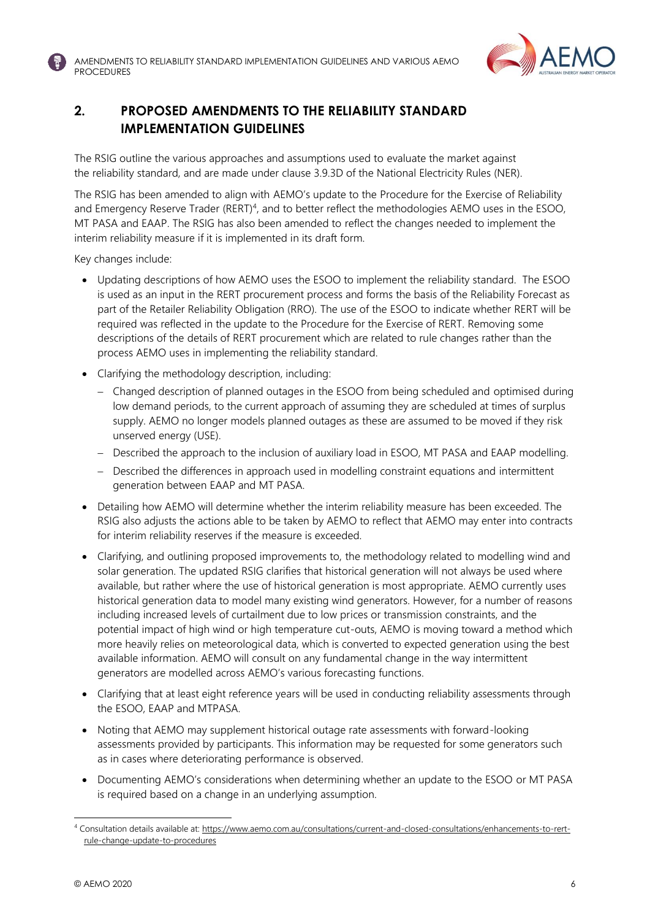## 2. PROPOSED AMENDMENTS TO THE RELIABILITY STANDARD IMPLEMENTATION GUIDELINES

The RSIG outline the various approaches and assumptions used to evaluate the market against the reliability standard, and are made under clause 3.9.3D of the National Electricity Rules (NER).

The RSIG has been amended to align with AEMO's update to the Procedure for the Exercise of Reliability and Emergency Reserve Trader (RERT)[4], and to better reflect the methodologies AEMO uses in the ESOO, MT PASA and EAAP. The RSIG has also been amended to reflect the changes needed to implement the interim reliability measure if it is implemented in its draft form.

Key changes include:

- Updating descriptions of how AEMO uses the ESOO to implement the reliability standard. The ESOO is used as an input in the RERT procurement process and forms the basis of the Reliability Forecast as part of the Retailer Reliability Obligation (RRO). The use of the ESOO to indicate whether RERT will be required was reflected in the update to the Procedure for the Exercise of RERT. Removing some descriptions of the details of RERT procurement which are related to rule changes rather than the process AEMO uses in implementing the reliability standard.
- Clarifying the methodology description, including:
  - Changed description of planned outages in the ESOO from being scheduled and optimised during low demand periods, to the current approach of assuming they are scheduled at times of surplus supply. AEMO no longer models planned outages as these are assumed to be moved if they risk unserved energy (USE).
  - Described the approach to the inclusion of auxiliary load in ESOO, MT PASA and EAAP modelling.
  - Described the differences in approach used in modelling constraint equations and intermittent generation between EAAP and MT PASA.
- Detailing how AEMO will determine whether the interim reliability measure has been exceeded. The RSIG also adjusts the actions able to be taken by AEMO to reflect that AEMO may enter into contracts for interim reliability reserves if the measure is exceeded.
- Clarifying, and outlining proposed improvements to, the methodology related to modelling wind and solar generation. The updated RSIG clarifies that historical generation will not always be used where available, but rather where the use of historical generation is most appropriate. AEMO currently uses historical generation data to model many existing wind generators. However, for a number of reasons including increased levels of curtailment due to low prices or transmission constraints, and the potential impact of high wind or high temperature cut-outs, AEMO is moving toward a method which more heavily relies on meteorological data, which is converted to expected generation using the best available information. AEMO will consult on any fundamental change in the way intermittent generators are modelled across AEMO's various forecasting functions.
- Clarifying that at least eight reference years will be used in conducting reliability assessments through the ESOO, EAAP and MTPASA.
- Noting that AEMO may supplement historical outage rate assessments with forward-looking assessments provided by participants. This information may be requested for some generators such as in cases where deteriorating performance is observed.
- Documenting AEMO's considerations when determining whether an update to the ESOO or MT PASA is required based on a change in an underlying assumption.

[4] Consultation details available at: https://www.aemo.com.au/consultations/current-and-closed-consultations/enhancements-to-rert-rule-change-update-to-procedures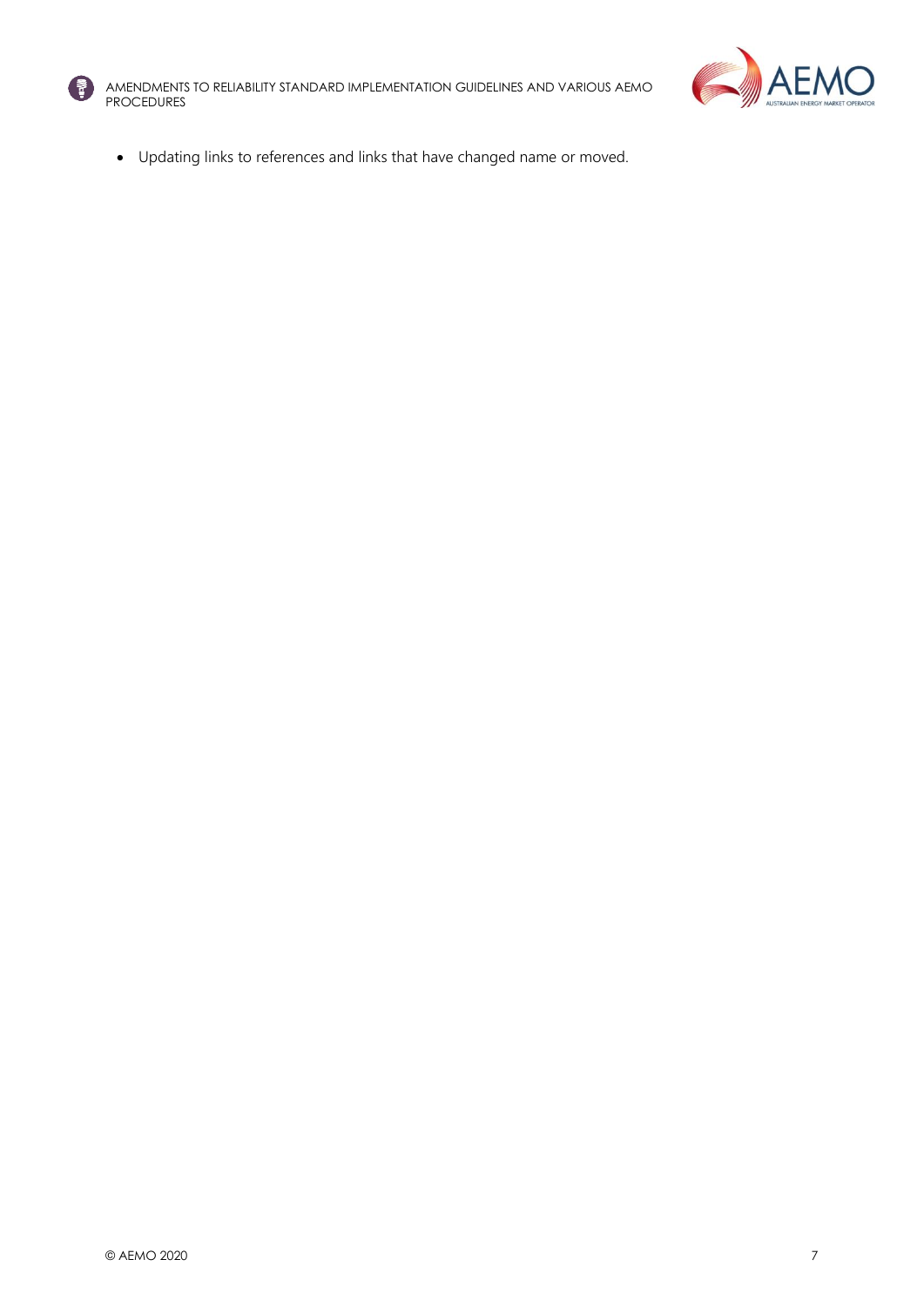- Updating links to references and links that have changed name or moved.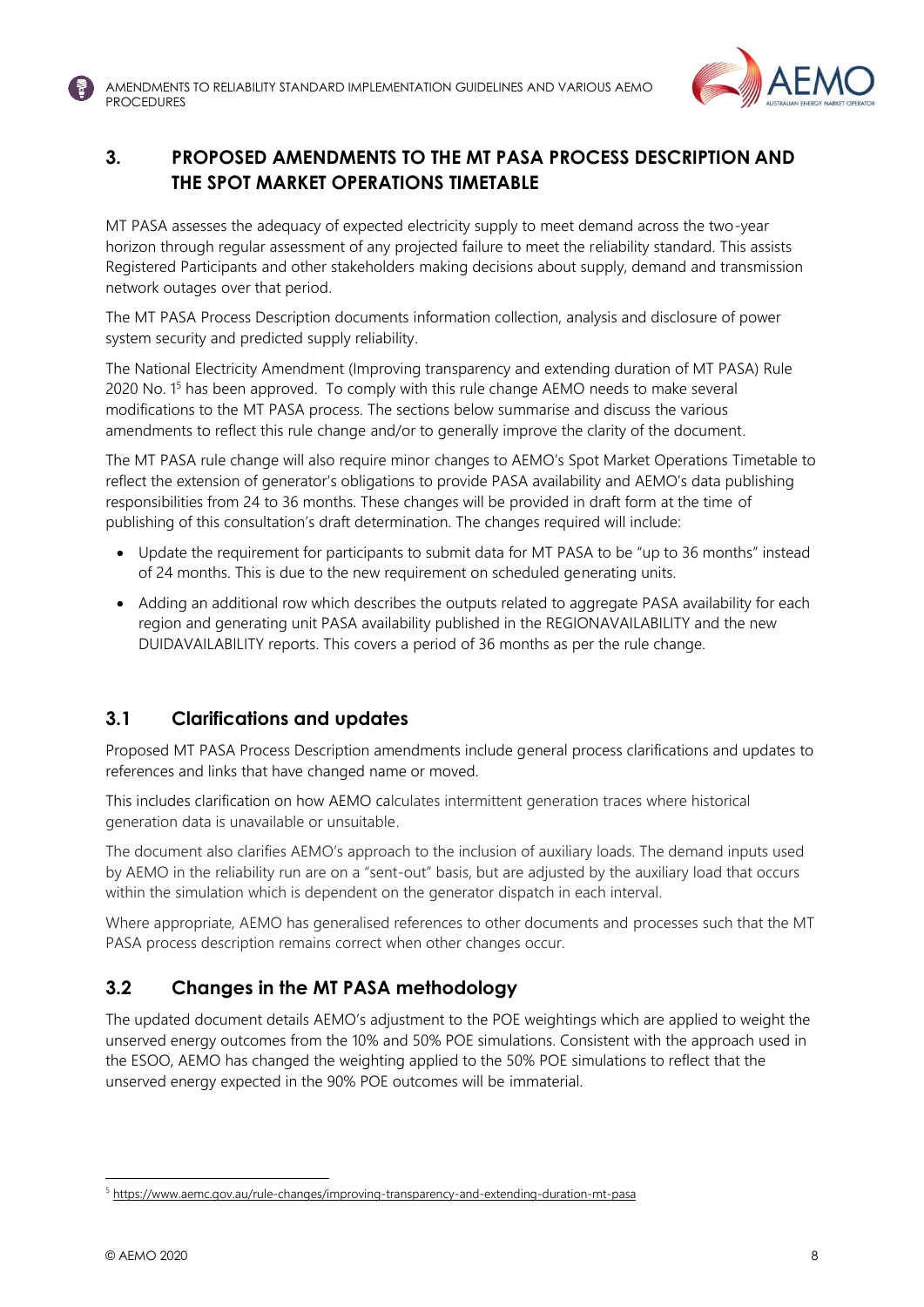## 3. PROPOSED AMENDMENTS TO THE MT PASA PROCESS DESCRIPTION AND THE SPOT MARKET OPERATIONS TIMETABLE

MT PASA assesses the adequacy of expected electricity supply to meet demand across the two-year horizon through regular assessment of any projected failure to meet the reliability standard. This assists Registered Participants and other stakeholders making decisions about supply, demand and transmission network outages over that period.

The MT PASA Process Description documents information collection, analysis and disclosure of power system security and predicted supply reliability.

The National Electricity Amendment (Improving transparency and extending duration of MT PASA) Rule 2020 No. 1[5] has been approved. To comply with this rule change AEMO needs to make several modifications to the MT PASA process. The sections below summarise and discuss the various amendments to reflect this rule change and/or to generally improve the clarity of the document.

The MT PASA rule change will also require minor changes to AEMO's Spot Market Operations Timetable to reflect the extension of generator's obligations to provide PASA availability and AEMO's data publishing responsibilities from 24 to 36 months. These changes will be provided in draft form at the time of publishing of this consultation's draft determination. The changes required will include:

- Update the requirement for participants to submit data for MT PASA to be "up to 36 months" instead of 24 months. This is due to the new requirement on scheduled generating units.
- Adding an additional row which describes the outputs related to aggregate PASA availability for each region and generating unit PASA availability published in the REGIONAVAILABILITY and the new DUIDAVAILABILITY reports. This covers a period of 36 months as per the rule change.

### 3.1 Clarifications and updates

Proposed MT PASA Process Description amendments include general process clarifications and updates to references and links that have changed name or moved.

This includes clarification on how AEMO calculates intermittent generation traces where historical generation data is unavailable or unsuitable.

The document also clarifies AEMO's approach to the inclusion of auxiliary loads. The demand inputs used by AEMO in the reliability run are on a "sent-out" basis, but are adjusted by the auxiliary load that occurs within the simulation which is dependent on the generator dispatch in each interval.

Where appropriate, AEMO has generalised references to other documents and processes such that the MT PASA process description remains correct when other changes occur.

### 3.2 Changes in the MT PASA methodology

The updated document details AEMO's adjustment to the POE weightings which are applied to weight the unserved energy outcomes from the 10% and 50% POE simulations. Consistent with the approach used in the ESOO, AEMO has changed the weighting applied to the 50% POE simulations to reflect that the unserved energy expected in the 90% POE outcomes will be immaterial.

---

[5] https://www.aemc.gov.au/rule-changes/improving-transparency-and-extending-duration-mt-pasa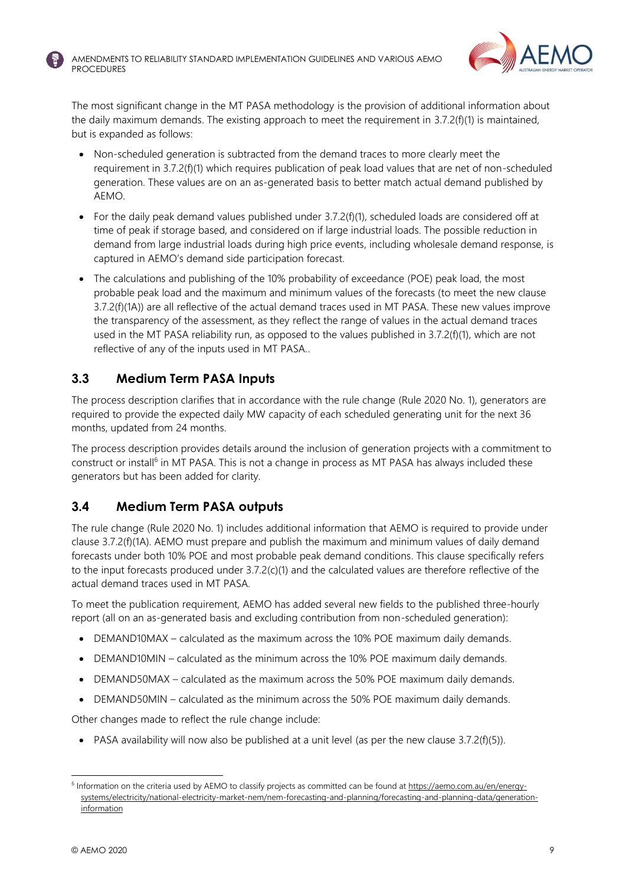The most significant change in the MT PASA methodology is the provision of additional information about the daily maximum demands. The existing approach to meet the requirement in 3.7.2(f)(1) is maintained, but is expanded as follows:

- Non-scheduled generation is subtracted from the demand traces to more clearly meet the requirement in 3.7.2(f)(1) which requires publication of peak load values that are net of non-scheduled generation. These values are on an as-generated basis to better match actual demand published by AEMO.
- For the daily peak demand values published under 3.7.2(f)(1), scheduled loads are considered off at time of peak if storage based, and considered on if large industrial loads. The possible reduction in demand from large industrial loads during high price events, including wholesale demand response, is captured in AEMO's demand side participation forecast.
- The calculations and publishing of the 10% probability of exceedance (POE) peak load, the most probable peak load and the maximum and minimum values of the forecasts (to meet the new clause 3.7.2(f)(1A)) are all reflective of the actual demand traces used in MT PASA. These new values improve the transparency of the assessment, as they reflect the range of values in the actual demand traces used in the MT PASA reliability run, as opposed to the values published in 3.7.2(f)(1), which are not reflective of any of the inputs used in MT PASA..

## 3.3 Medium Term PASA Inputs

The process description clarifies that in accordance with the rule change (Rule 2020 No. 1), generators are required to provide the expected daily MW capacity of each scheduled generating unit for the next 36 months, updated from 24 months.

The process description provides details around the inclusion of generation projects with a commitment to construct or install[6] in MT PASA. This is not a change in process as MT PASA has always included these generators but has been added for clarity.

## 3.4 Medium Term PASA outputs

The rule change (Rule 2020 No. 1) includes additional information that AEMO is required to provide under clause 3.7.2(f)(1A). AEMO must prepare and publish the maximum and minimum values of daily demand forecasts under both 10% POE and most probable peak demand conditions. This clause specifically refers to the input forecasts produced under 3.7.2(c)(1) and the calculated values are therefore reflective of the actual demand traces used in MT PASA.

To meet the publication requirement, AEMO has added several new fields to the published three-hourly report (all on an as-generated basis and excluding contribution from non-scheduled generation):

- DEMAND10MAX – calculated as the maximum across the 10% POE maximum daily demands.
- DEMAND10MIN – calculated as the minimum across the 10% POE maximum daily demands.
- DEMAND50MAX – calculated as the maximum across the 50% POE maximum daily demands.
- DEMAND50MIN – calculated as the minimum across the 50% POE maximum daily demands.

Other changes made to reflect the rule change include:

- PASA availability will now also be published at a unit level (as per the new clause 3.7.2(f)(5)).

---

[6] Information on the criteria used by AEMO to classify projects as committed can be found at https://aemo.com.au/en/energy-systems/electricity/national-electricity-market-nem/nem-forecasting-and-planning/forecasting-and-planning-data/generation-information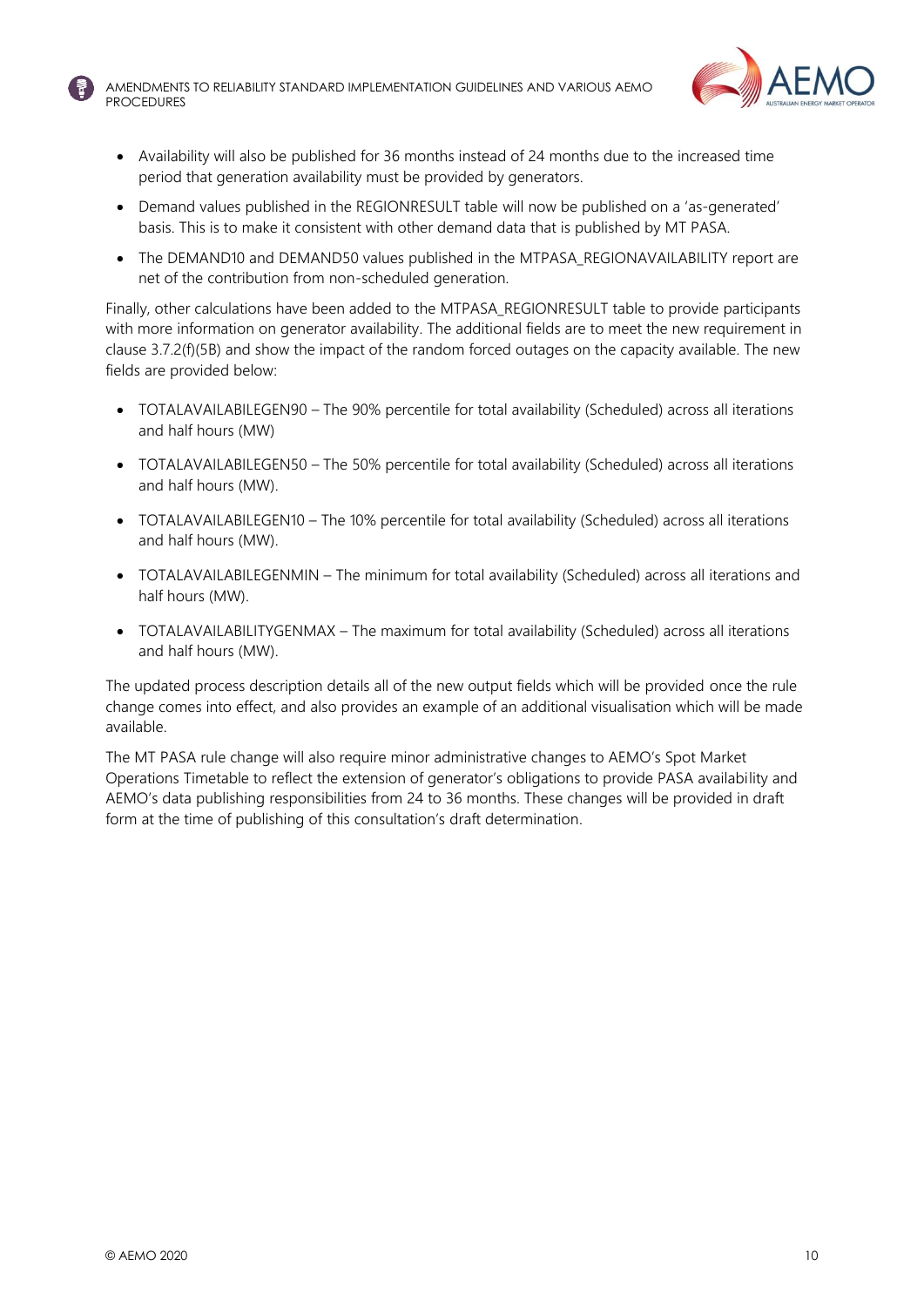- Availability will also be published for 36 months instead of 24 months due to the increased time period that generation availability must be provided by generators.
- Demand values published in the REGIONRESULT table will now be published on a 'as-generated' basis. This is to make it consistent with other demand data that is published by MT PASA.
- The DEMAND10 and DEMAND50 values published in the MTPASA_REGIONAVAILABILITY report are net of the contribution from non-scheduled generation.

Finally, other calculations have been added to the MTPASA_REGIONRESULT table to provide participants with more information on generator availability. The additional fields are to meet the new requirement in clause 3.7.2(f)(5B) and show the impact of the random forced outages on the capacity available. The new fields are provided below:

- TOTALAVAILABILEGEN90 – The 90% percentile for total availability (Scheduled) across all iterations and half hours (MW)
- TOTALAVAILABILEGEN50 – The 50% percentile for total availability (Scheduled) across all iterations and half hours (MW).
- TOTALAVAILABILEGEN10 – The 10% percentile for total availability (Scheduled) across all iterations and half hours (MW).
- TOTALAVAILABILEGENMIN – The minimum for total availability (Scheduled) across all iterations and half hours (MW).
- TOTALAVAILABILITYGENMAX – The maximum for total availability (Scheduled) across all iterations and half hours (MW).

The updated process description details all of the new output fields which will be provided once the rule change comes into effect, and also provides an example of an additional visualisation which will be made available.

The MT PASA rule change will also require minor administrative changes to AEMO's Spot Market Operations Timetable to reflect the extension of generator's obligations to provide PASA availability and AEMO's data publishing responsibilities from 24 to 36 months. These changes will be provided in draft form at the time of publishing of this consultation's draft determination.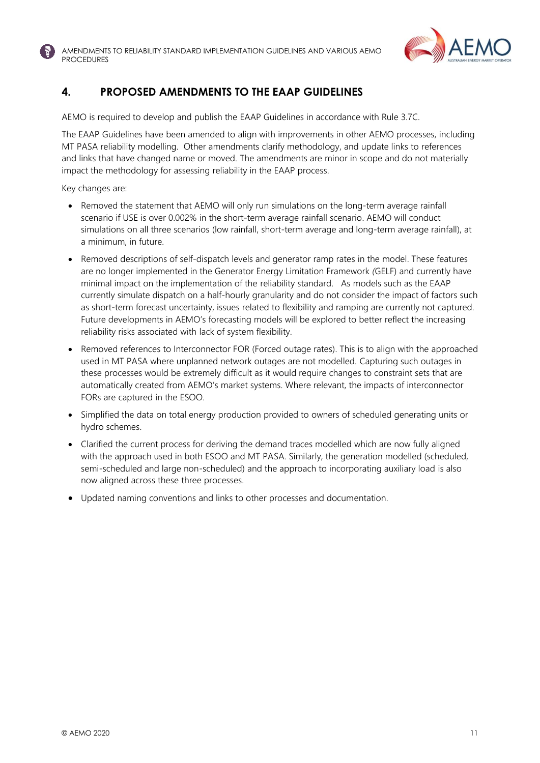## 4. PROPOSED AMENDMENTS TO THE EAAP GUIDELINES

AEMO is required to develop and publish the EAAP Guidelines in accordance with Rule 3.7C.

The EAAP Guidelines have been amended to align with improvements in other AEMO processes, including MT PASA reliability modelling. Other amendments clarify methodology, and update links to references and links that have changed name or moved. The amendments are minor in scope and do not materially impact the methodology for assessing reliability in the EAAP process.

Key changes are:

- Removed the statement that AEMO will only run simulations on the long-term average rainfall scenario if USE is over 0.002% in the short-term average rainfall scenario. AEMO will conduct simulations on all three scenarios (low rainfall, short-term average and long-term average rainfall), at a minimum, in future.
- Removed descriptions of self-dispatch levels and generator ramp rates in the model. These features are no longer implemented in the Generator Energy Limitation Framework *(*GELF) and currently have minimal impact on the implementation of the reliability standard. As models such as the EAAP currently simulate dispatch on a half-hourly granularity and do not consider the impact of factors such as short-term forecast uncertainty, issues related to flexibility and ramping are currently not captured. Future developments in AEMO's forecasting models will be explored to better reflect the increasing reliability risks associated with lack of system flexibility.
- Removed references to Interconnector FOR (Forced outage rates). This is to align with the approached used in MT PASA where unplanned network outages are not modelled. Capturing such outages in these processes would be extremely difficult as it would require changes to constraint sets that are automatically created from AEMO's market systems. Where relevant, the impacts of interconnector FORs are captured in the ESOO.
- Simplified the data on total energy production provided to owners of scheduled generating units or hydro schemes.
- Clarified the current process for deriving the demand traces modelled which are now fully aligned with the approach used in both ESOO and MT PASA. Similarly, the generation modelled (scheduled, semi-scheduled and large non-scheduled) and the approach to incorporating auxiliary load is also now aligned across these three processes.
- Updated naming conventions and links to other processes and documentation.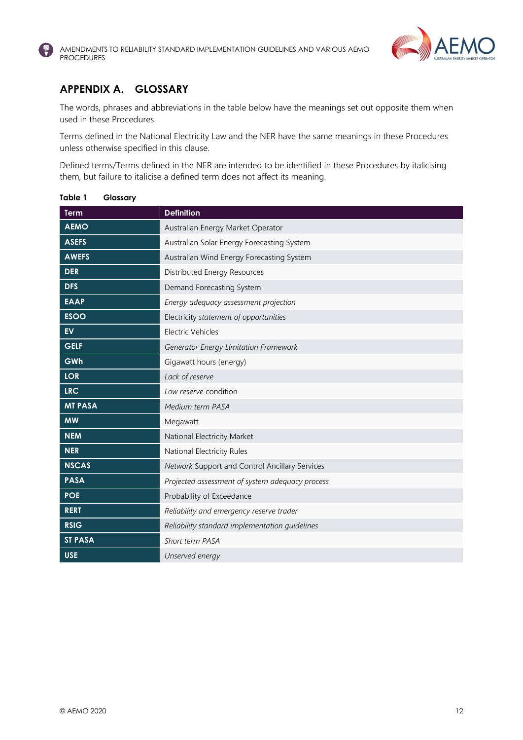# APPENDIX A. GLOSSARY

The words, phrases and abbreviations in the table below have the meanings set out opposite them when used in these Procedures.

Terms defined in the National Electricity Law and the NER have the same meanings in these Procedures unless otherwise specified in this clause.

Defined terms/Terms defined in the NER are intended to be identified in these Procedures by italicising them, but failure to italicise a defined term does not affect its meaning.

**Table 1 Glossary**

| Term | Definition |
|---|---|
| **AEMO** | Australian Energy Market Operator |
| **ASEFS** | Australian Solar Energy Forecasting System |
| **AWEFS** | Australian Wind Energy Forecasting System |
| **DER** | Distributed Energy Resources |
| **DFS** | Demand Forecasting System |
| **EAAP** | *Energy adequacy assessment projection* |
| **ESOO** | Electricity *statement of opportunities* |
| **EV** | Electric Vehicles |
| **GELF** | *Generator Energy Limitation Framework* |
| **GWh** | Gigawatt hours (energy) |
| **LOR** | *Lack of reserve* |
| **LRC** | *Low reserve* condition |
| **MT PASA** | *Medium term PASA* |
| **MW** | Megawatt |
| **NEM** | National Electricity Market |
| **NER** | National Electricity Rules |
| **NSCAS** | *Network* Support and Control Ancillary Services |
| **PASA** | *Projected assessment of system adequacy process* |
| **POE** | Probability of Exceedance |
| **RERT** | *Reliability and emergency reserve trader* |
| **RSIG** | *Reliability standard implementation guidelines* |
| **ST PASA** | *Short term PASA* |
| **USE** | *Unserved energy* |